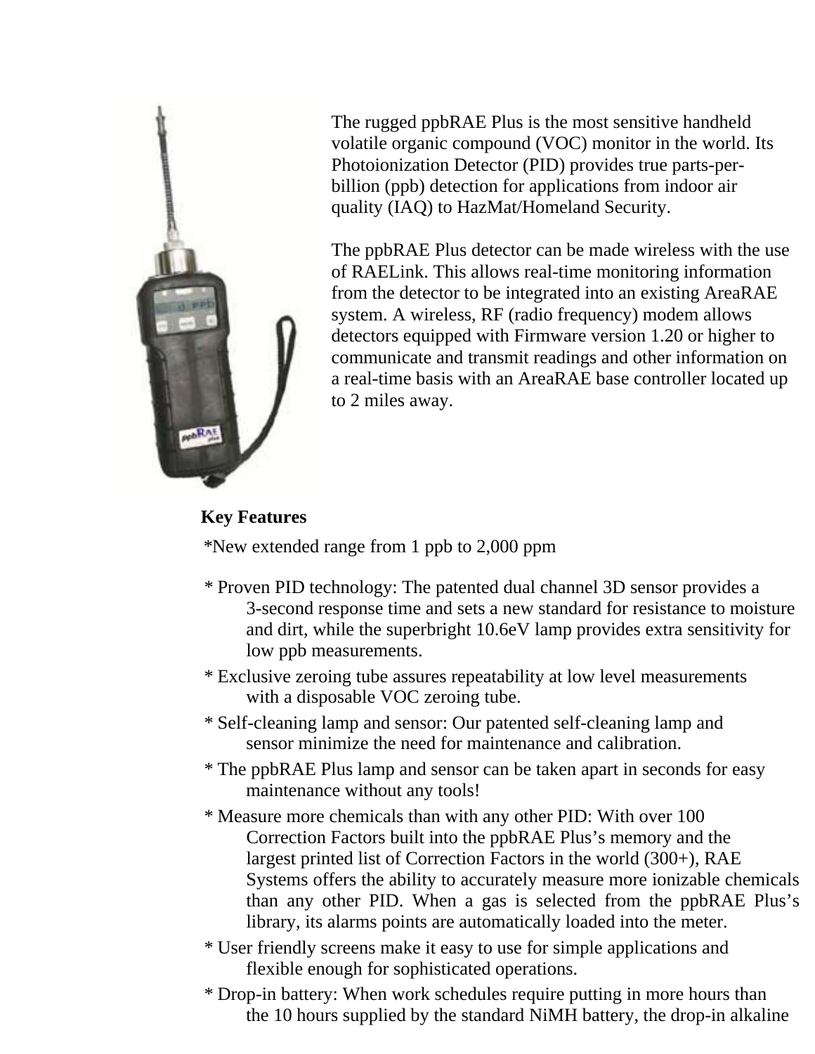The rugged ppbRAE Plus is the most sensitive handheld volatile organic compound (VOC) monitor in the world. Its Photoionization Detector (PID) provides true parts-per-billion (ppb) detection for applications from indoor air quality (IAQ) to HazMat/Homeland Security.

The ppbRAE Plus detector can be made wireless with the use of RAELink. This allows real-time monitoring information from the detector to be integrated into an existing AreaRAE system. A wireless, RF (radio frequency) modem allows detectors equipped with Firmware version 1.20 or higher to communicate and transmit readings and other information on a real-time basis with an AreaRAE base controller located up to 2 miles away.

**Key Features**

*New extended range from 1 ppb to 2,000 ppm

* Proven PID technology: The patented dual channel 3D sensor provides a 3-second response time and sets a new standard for resistance to moisture and dirt, while the superbright 10.6eV lamp provides extra sensitivity for low ppb measurements.
* Exclusive zeroing tube assures repeatability at low level measurements with a disposable VOC zeroing tube.
* Self-cleaning lamp and sensor: Our patented self-cleaning lamp and sensor minimize the need for maintenance and calibration.
* The ppbRAE Plus lamp and sensor can be taken apart in seconds for easy maintenance without any tools!
* Measure more chemicals than with any other PID: With over 100 Correction Factors built into the ppbRAE Plus's memory and the largest printed list of Correction Factors in the world (300+), RAE Systems offers the ability to accurately measure more ionizable chemicals than any other PID. When a gas is selected from the ppbRAE Plus's library, its alarms points are automatically loaded into the meter.
* User friendly screens make it easy to use for simple applications and flexible enough for sophisticated operations.
* Drop-in battery: When work schedules require putting in more hours than the 10 hours supplied by the standard NiMH battery, the drop-in alkaline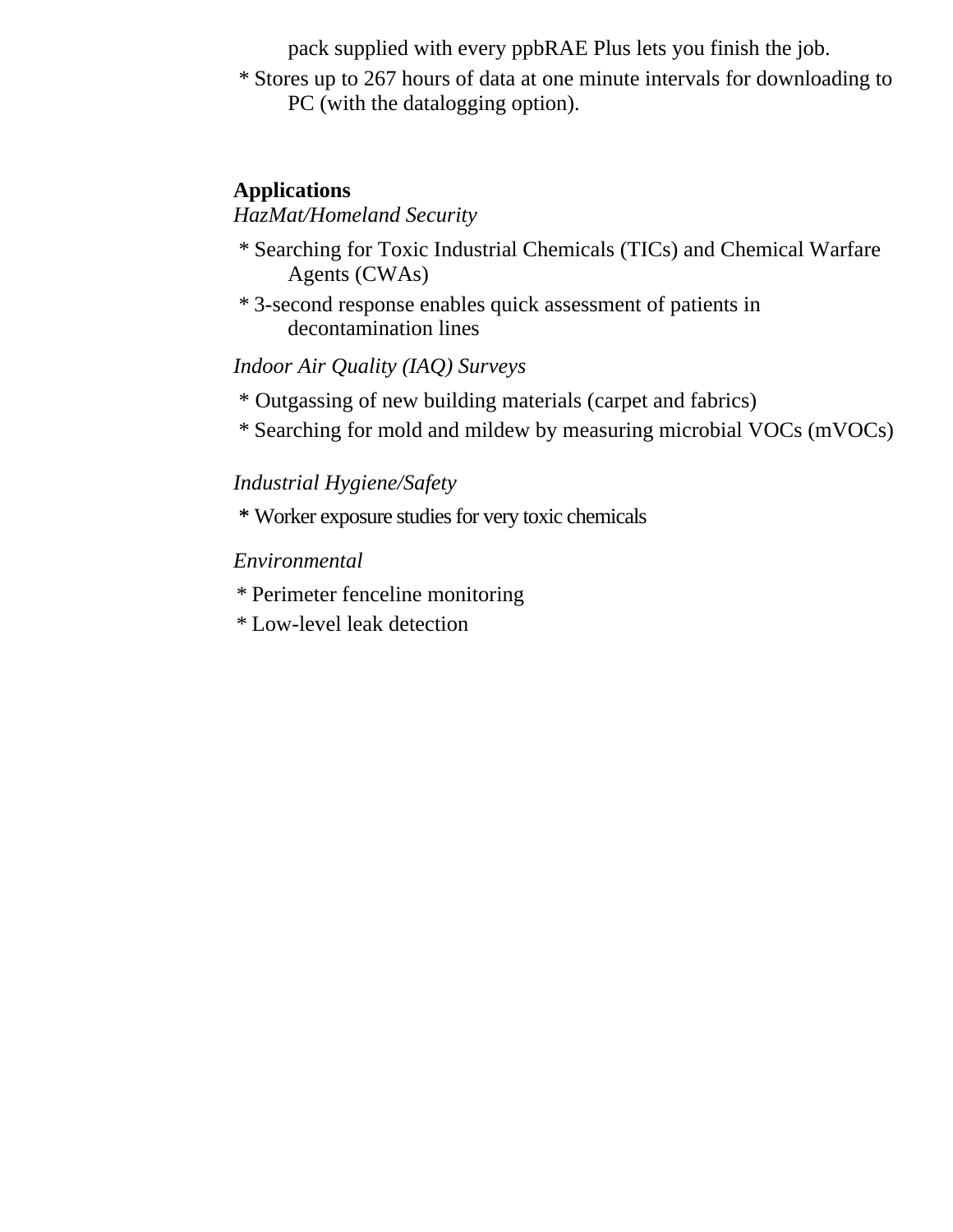pack supplied with every ppbRAE Plus lets you finish the job.

* Stores up to 267 hours of data at one minute intervals for downloading to PC (with the datalogging option).

**Applications**

*HazMat/Homeland Security*

* Searching for Toxic Industrial Chemicals (TICs) and Chemical Warfare Agents (CWAs)
* 3-second response enables quick assessment of patients in decontamination lines

*Indoor Air Quality (IAQ) Surveys*

* Outgassing of new building materials (carpet and fabrics)
* Searching for mold and mildew by measuring microbial VOCs (mVOCs)

*Industrial Hygiene/Safety*

* Worker exposure studies for very toxic chemicals

*Environmental*

* Perimeter fenceline monitoring
* Low-level leak detection